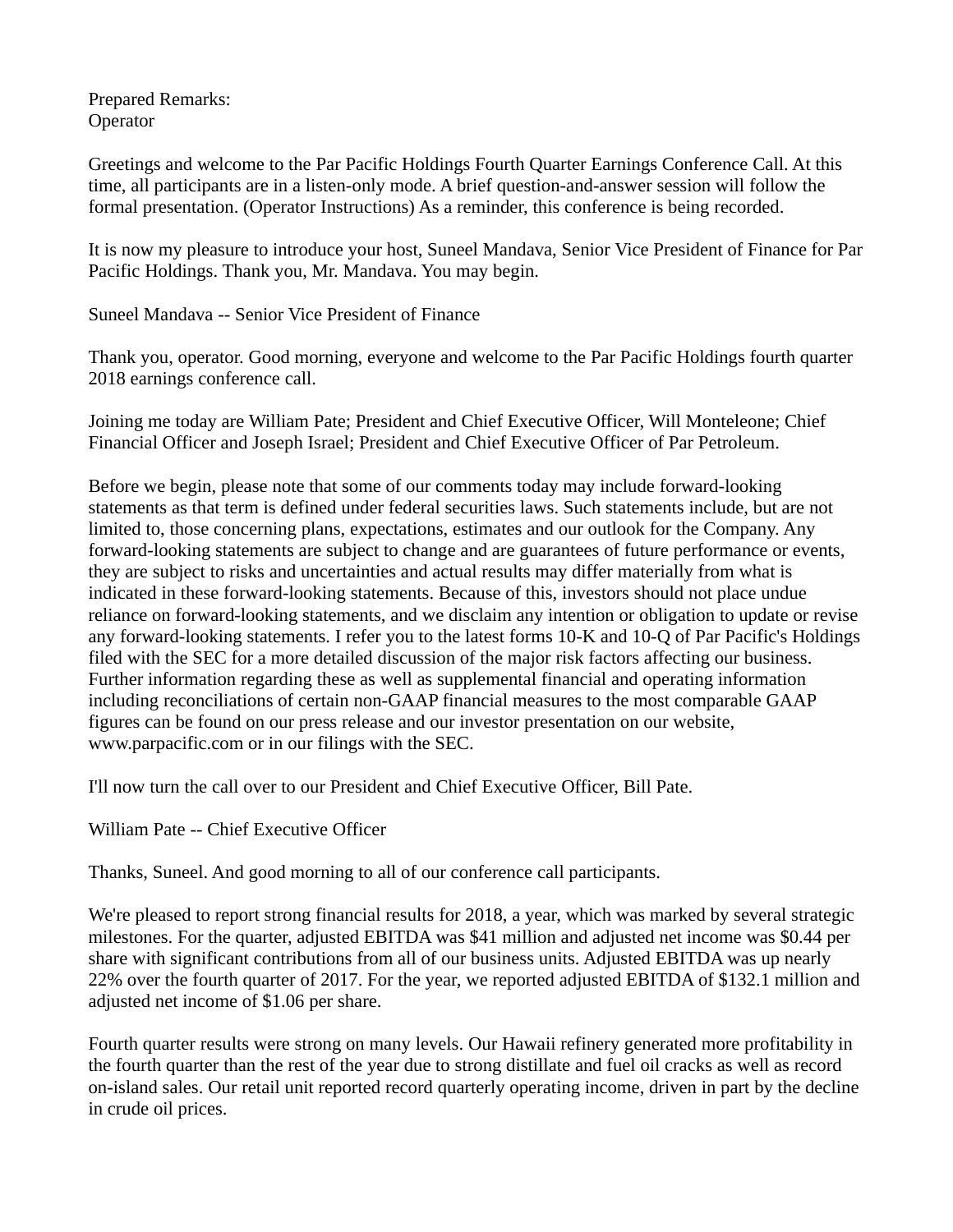Prepared Remarks:
Operator

Greetings and welcome to the Par Pacific Holdings Fourth Quarter Earnings Conference Call. At this time, all participants are in a listen-only mode. A brief question-and-answer session will follow the formal presentation. (Operator Instructions) As a reminder, this conference is being recorded.

It is now my pleasure to introduce your host, Suneel Mandava, Senior Vice President of Finance for Par Pacific Holdings. Thank you, Mr. Mandava. You may begin.

Suneel Mandava -- Senior Vice President of Finance

Thank you, operator. Good morning, everyone and welcome to the Par Pacific Holdings fourth quarter 2018 earnings conference call.

Joining me today are William Pate; President and Chief Executive Officer, Will Monteleone; Chief Financial Officer and Joseph Israel; President and Chief Executive Officer of Par Petroleum.

Before we begin, please note that some of our comments today may include forward-looking statements as that term is defined under federal securities laws. Such statements include, but are not limited to, those concerning plans, expectations, estimates and our outlook for the Company. Any forward-looking statements are subject to change and are guarantees of future performance or events, they are subject to risks and uncertainties and actual results may differ materially from what is indicated in these forward-looking statements. Because of this, investors should not place undue reliance on forward-looking statements, and we disclaim any intention or obligation to update or revise any forward-looking statements. I refer you to the latest forms 10-K and 10-Q of Par Pacific's Holdings filed with the SEC for a more detailed discussion of the major risk factors affecting our business. Further information regarding these as well as supplemental financial and operating information including reconciliations of certain non-GAAP financial measures to the most comparable GAAP figures can be found on our press release and our investor presentation on our website, www.parpacific.com or in our filings with the SEC.

I'll now turn the call over to our President and Chief Executive Officer, Bill Pate.

William Pate -- Chief Executive Officer

Thanks, Suneel. And good morning to all of our conference call participants.

We're pleased to report strong financial results for 2018, a year, which was marked by several strategic milestones. For the quarter, adjusted EBITDA was $41 million and adjusted net income was $0.44 per share with significant contributions from all of our business units. Adjusted EBITDA was up nearly 22% over the fourth quarter of 2017. For the year, we reported adjusted EBITDA of $132.1 million and adjusted net income of $1.06 per share.

Fourth quarter results were strong on many levels. Our Hawaii refinery generated more profitability in the fourth quarter than the rest of the year due to strong distillate and fuel oil cracks as well as record on-island sales. Our retail unit reported record quarterly operating income, driven in part by the decline in crude oil prices.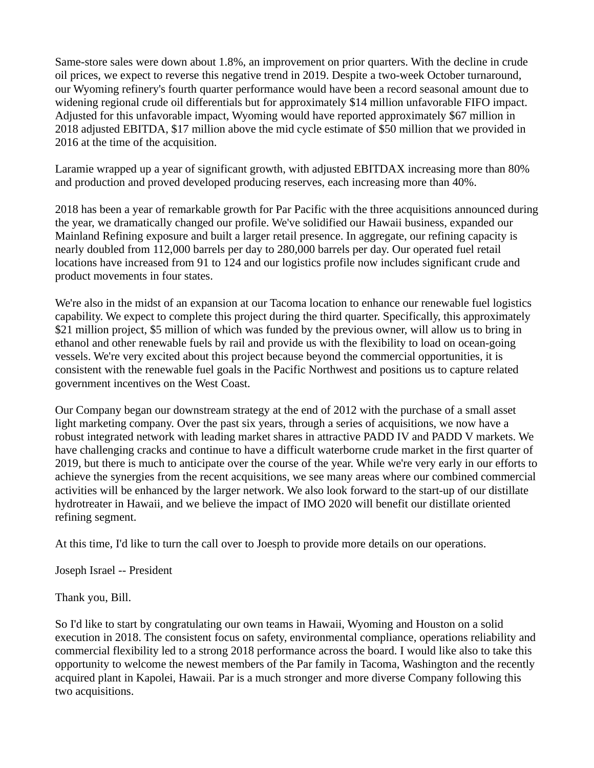Same-store sales were down about 1.8%, an improvement on prior quarters. With the decline in crude oil prices, we expect to reverse this negative trend in 2019. Despite a two-week October turnaround, our Wyoming refinery's fourth quarter performance would have been a record seasonal amount due to widening regional crude oil differentials but for approximately $14 million unfavorable FIFO impact. Adjusted for this unfavorable impact, Wyoming would have reported approximately $67 million in 2018 adjusted EBITDA, $17 million above the mid cycle estimate of $50 million that we provided in 2016 at the time of the acquisition.

Laramie wrapped up a year of significant growth, with adjusted EBITDAX increasing more than 80% and production and proved developed producing reserves, each increasing more than 40%.

2018 has been a year of remarkable growth for Par Pacific with the three acquisitions announced during the year, we dramatically changed our profile. We've solidified our Hawaii business, expanded our Mainland Refining exposure and built a larger retail presence. In aggregate, our refining capacity is nearly doubled from 112,000 barrels per day to 280,000 barrels per day. Our operated fuel retail locations have increased from 91 to 124 and our logistics profile now includes significant crude and product movements in four states.

We're also in the midst of an expansion at our Tacoma location to enhance our renewable fuel logistics capability. We expect to complete this project during the third quarter. Specifically, this approximately $21 million project, $5 million of which was funded by the previous owner, will allow us to bring in ethanol and other renewable fuels by rail and provide us with the flexibility to load on ocean-going vessels. We're very excited about this project because beyond the commercial opportunities, it is consistent with the renewable fuel goals in the Pacific Northwest and positions us to capture related government incentives on the West Coast.

Our Company began our downstream strategy at the end of 2012 with the purchase of a small asset light marketing company. Over the past six years, through a series of acquisitions, we now have a robust integrated network with leading market shares in attractive PADD IV and PADD V markets. We have challenging cracks and continue to have a difficult waterborne crude market in the first quarter of 2019, but there is much to anticipate over the course of the year. While we're very early in our efforts to achieve the synergies from the recent acquisitions, we see many areas where our combined commercial activities will be enhanced by the larger network. We also look forward to the start-up of our distillate hydrotreater in Hawaii, and we believe the impact of IMO 2020 will benefit our distillate oriented refining segment.

At this time, I'd like to turn the call over to Joesph to provide more details on our operations.

Joseph Israel -- President

Thank you, Bill.

So I'd like to start by congratulating our own teams in Hawaii, Wyoming and Houston on a solid execution in 2018. The consistent focus on safety, environmental compliance, operations reliability and commercial flexibility led to a strong 2018 performance across the board. I would like also to take this opportunity to welcome the newest members of the Par family in Tacoma, Washington and the recently acquired plant in Kapolei, Hawaii. Par is a much stronger and more diverse Company following this two acquisitions.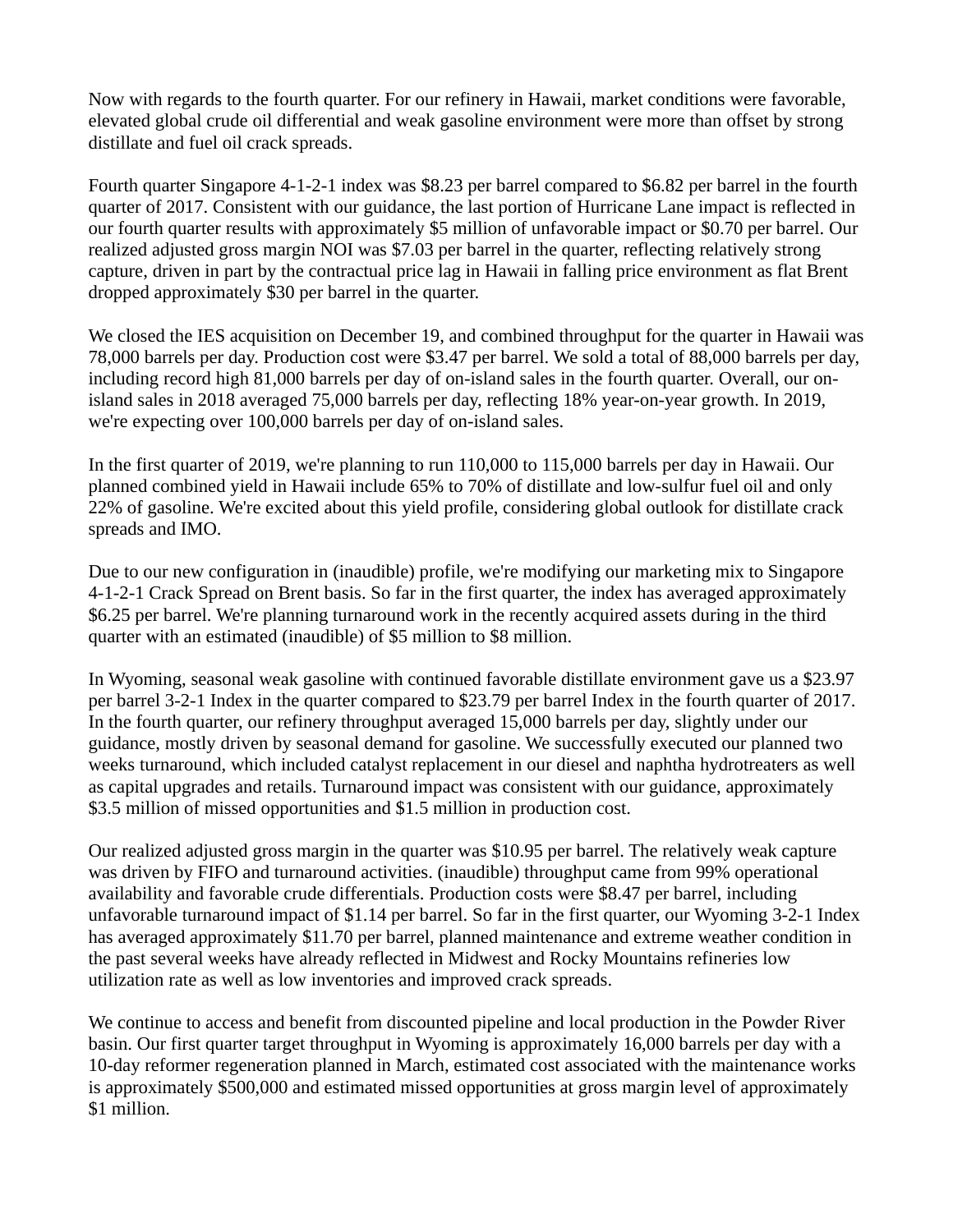Now with regards to the fourth quarter. For our refinery in Hawaii, market conditions were favorable, elevated global crude oil differential and weak gasoline environment were more than offset by strong distillate and fuel oil crack spreads.

Fourth quarter Singapore 4-1-2-1 index was $8.23 per barrel compared to $6.82 per barrel in the fourth quarter of 2017. Consistent with our guidance, the last portion of Hurricane Lane impact is reflected in our fourth quarter results with approximately $5 million of unfavorable impact or $0.70 per barrel. Our realized adjusted gross margin NOI was $7.03 per barrel in the quarter, reflecting relatively strong capture, driven in part by the contractual price lag in Hawaii in falling price environment as flat Brent dropped approximately $30 per barrel in the quarter.

We closed the IES acquisition on December 19, and combined throughput for the quarter in Hawaii was 78,000 barrels per day. Production cost were $3.47 per barrel. We sold a total of 88,000 barrels per day, including record high 81,000 barrels per day of on-island sales in the fourth quarter. Overall, our on-island sales in 2018 averaged 75,000 barrels per day, reflecting 18% year-on-year growth. In 2019, we're expecting over 100,000 barrels per day of on-island sales.

In the first quarter of 2019, we're planning to run 110,000 to 115,000 barrels per day in Hawaii. Our planned combined yield in Hawaii include 65% to 70% of distillate and low-sulfur fuel oil and only 22% of gasoline. We're excited about this yield profile, considering global outlook for distillate crack spreads and IMO.

Due to our new configuration in (inaudible) profile, we're modifying our marketing mix to Singapore 4-1-2-1 Crack Spread on Brent basis. So far in the first quarter, the index has averaged approximately $6.25 per barrel. We're planning turnaround work in the recently acquired assets during in the third quarter with an estimated (inaudible) of $5 million to $8 million.

In Wyoming, seasonal weak gasoline with continued favorable distillate environment gave us a $23.97 per barrel 3-2-1 Index in the quarter compared to $23.79 per barrel Index in the fourth quarter of 2017. In the fourth quarter, our refinery throughput averaged 15,000 barrels per day, slightly under our guidance, mostly driven by seasonal demand for gasoline. We successfully executed our planned two weeks turnaround, which included catalyst replacement in our diesel and naphtha hydrotreaters as well as capital upgrades and retails. Turnaround impact was consistent with our guidance, approximately $3.5 million of missed opportunities and $1.5 million in production cost.

Our realized adjusted gross margin in the quarter was $10.95 per barrel. The relatively weak capture was driven by FIFO and turnaround activities. (inaudible) throughput came from 99% operational availability and favorable crude differentials. Production costs were $8.47 per barrel, including unfavorable turnaround impact of $1.14 per barrel. So far in the first quarter, our Wyoming 3-2-1 Index has averaged approximately $11.70 per barrel, planned maintenance and extreme weather condition in the past several weeks have already reflected in Midwest and Rocky Mountains refineries low utilization rate as well as low inventories and improved crack spreads.

We continue to access and benefit from discounted pipeline and local production in the Powder River basin. Our first quarter target throughput in Wyoming is approximately 16,000 barrels per day with a 10-day reformer regeneration planned in March, estimated cost associated with the maintenance works is approximately $500,000 and estimated missed opportunities at gross margin level of approximately $1 million.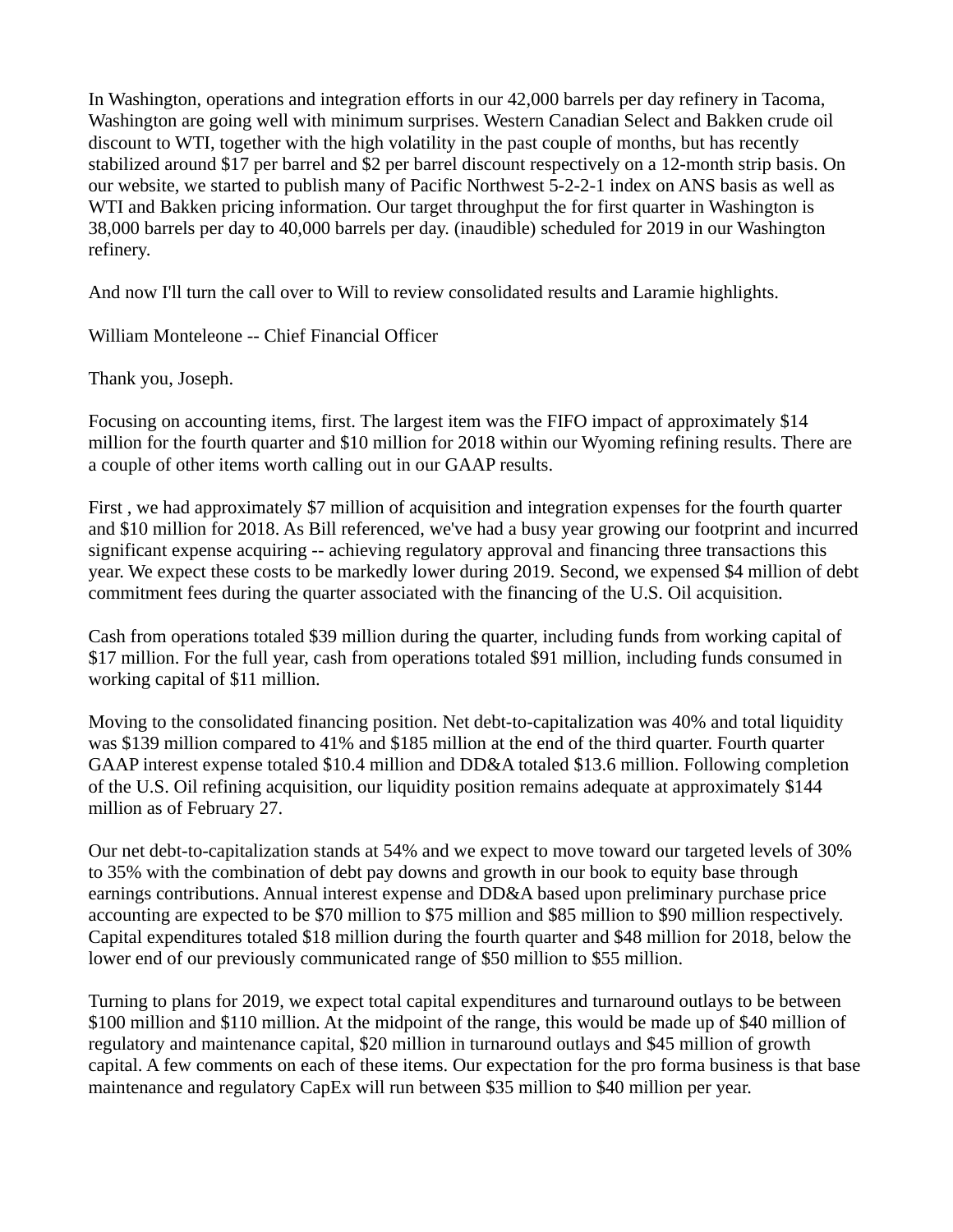In Washington, operations and integration efforts in our 42,000 barrels per day refinery in Tacoma, Washington are going well with minimum surprises. Western Canadian Select and Bakken crude oil discount to WTI, together with the high volatility in the past couple of months, but has recently stabilized around $17 per barrel and $2 per barrel discount respectively on a 12-month strip basis. On our website, we started to publish many of Pacific Northwest 5-2-2-1 index on ANS basis as well as WTI and Bakken pricing information. Our target throughput the for first quarter in Washington is 38,000 barrels per day to 40,000 barrels per day. (inaudible) scheduled for 2019 in our Washington refinery.

And now I'll turn the call over to Will to review consolidated results and Laramie highlights.

William Monteleone -- Chief Financial Officer

Thank you, Joseph.

Focusing on accounting items, first. The largest item was the FIFO impact of approximately $14 million for the fourth quarter and $10 million for 2018 within our Wyoming refining results. There are a couple of other items worth calling out in our GAAP results.

First , we had approximately $7 million of acquisition and integration expenses for the fourth quarter and $10 million for 2018. As Bill referenced, we've had a busy year growing our footprint and incurred significant expense acquiring -- achieving regulatory approval and financing three transactions this year. We expect these costs to be markedly lower during 2019. Second, we expensed $4 million of debt commitment fees during the quarter associated with the financing of the U.S. Oil acquisition.

Cash from operations totaled $39 million during the quarter, including funds from working capital of $17 million. For the full year, cash from operations totaled $91 million, including funds consumed in working capital of $11 million.

Moving to the consolidated financing position. Net debt-to-capitalization was 40% and total liquidity was $139 million compared to 41% and $185 million at the end of the third quarter. Fourth quarter GAAP interest expense totaled $10.4 million and DD&A totaled $13.6 million. Following completion of the U.S. Oil refining acquisition, our liquidity position remains adequate at approximately $144 million as of February 27.

Our net debt-to-capitalization stands at 54% and we expect to move toward our targeted levels of 30% to 35% with the combination of debt pay downs and growth in our book to equity base through earnings contributions. Annual interest expense and DD&A based upon preliminary purchase price accounting are expected to be $70 million to $75 million and $85 million to $90 million respectively. Capital expenditures totaled $18 million during the fourth quarter and $48 million for 2018, below the lower end of our previously communicated range of $50 million to $55 million.

Turning to plans for 2019, we expect total capital expenditures and turnaround outlays to be between $100 million and $110 million. At the midpoint of the range, this would be made up of $40 million of regulatory and maintenance capital, $20 million in turnaround outlays and $45 million of growth capital. A few comments on each of these items. Our expectation for the pro forma business is that base maintenance and regulatory CapEx will run between $35 million to $40 million per year.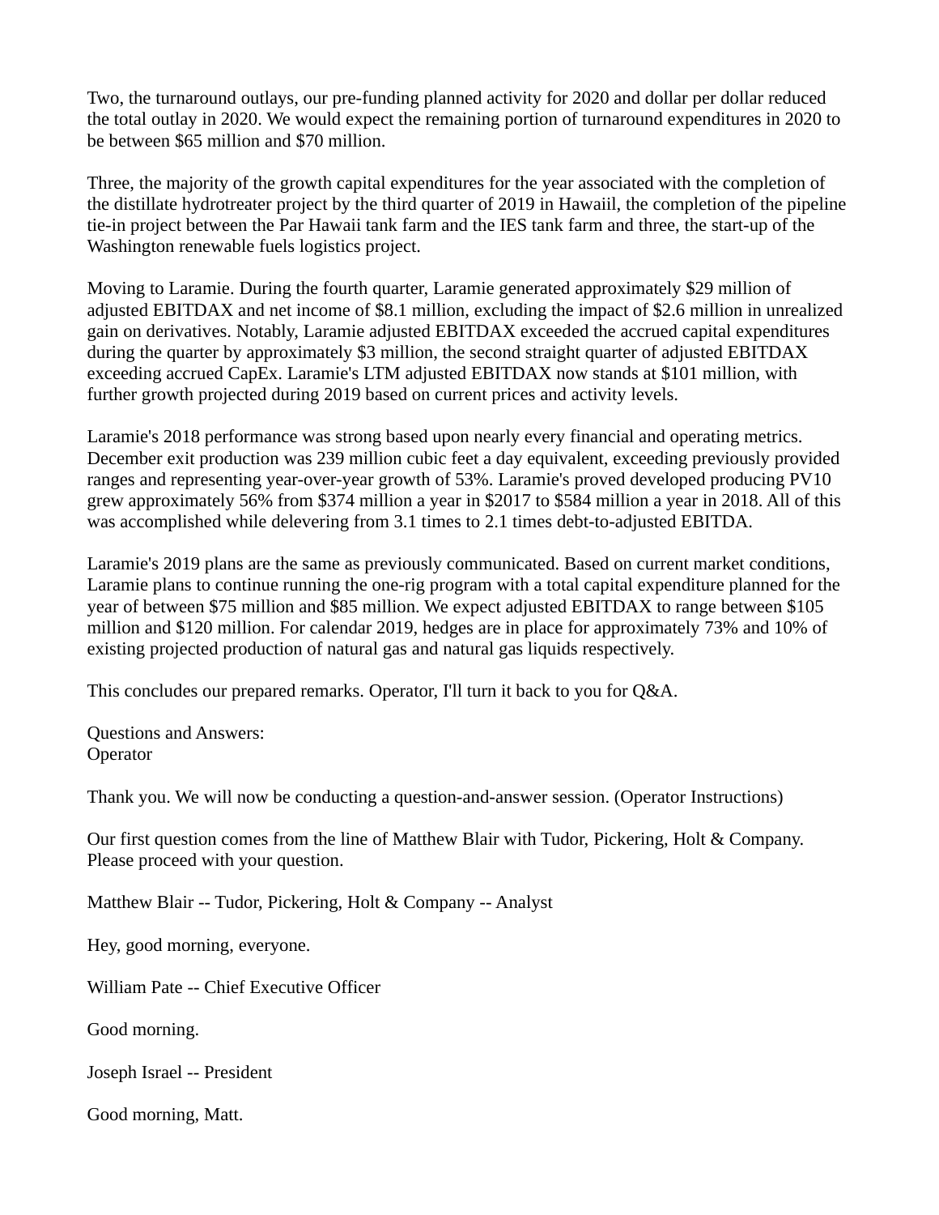Two, the turnaround outlays, our pre-funding planned activity for 2020 and dollar per dollar reduced the total outlay in 2020. We would expect the remaining portion of turnaround expenditures in 2020 to be between $65 million and $70 million.

Three, the majority of the growth capital expenditures for the year associated with the completion of the distillate hydrotreater project by the third quarter of 2019 in Hawaiil, the completion of the pipeline tie-in project between the Par Hawaii tank farm and the IES tank farm and three, the start-up of the Washington renewable fuels logistics project.

Moving to Laramie. During the fourth quarter, Laramie generated approximately $29 million of adjusted EBITDAX and net income of $8.1 million, excluding the impact of $2.6 million in unrealized gain on derivatives. Notably, Laramie adjusted EBITDAX exceeded the accrued capital expenditures during the quarter by approximately $3 million, the second straight quarter of adjusted EBITDAX exceeding accrued CapEx. Laramie's LTM adjusted EBITDAX now stands at $101 million, with further growth projected during 2019 based on current prices and activity levels.

Laramie's 2018 performance was strong based upon nearly every financial and operating metrics. December exit production was 239 million cubic feet a day equivalent, exceeding previously provided ranges and representing year-over-year growth of 53%. Laramie's proved developed producing PV10 grew approximately 56% from $374 million a year in $2017 to $584 million a year in 2018. All of this was accomplished while delevering from 3.1 times to 2.1 times debt-to-adjusted EBITDA.

Laramie's 2019 plans are the same as previously communicated. Based on current market conditions, Laramie plans to continue running the one-rig program with a total capital expenditure planned for the year of between $75 million and $85 million. We expect adjusted EBITDAX to range between $105 million and $120 million. For calendar 2019, hedges are in place for approximately 73% and 10% of existing projected production of natural gas and natural gas liquids respectively.

This concludes our prepared remarks. Operator, I'll turn it back to you for Q&A.

Questions and Answers:
Operator

Thank you. We will now be conducting a question-and-answer session. (Operator Instructions)

Our first question comes from the line of Matthew Blair with Tudor, Pickering, Holt & Company. Please proceed with your question.

Matthew Blair -- Tudor, Pickering, Holt & Company -- Analyst

Hey, good morning, everyone.

William Pate -- Chief Executive Officer

Good morning.

Joseph Israel -- President

Good morning, Matt.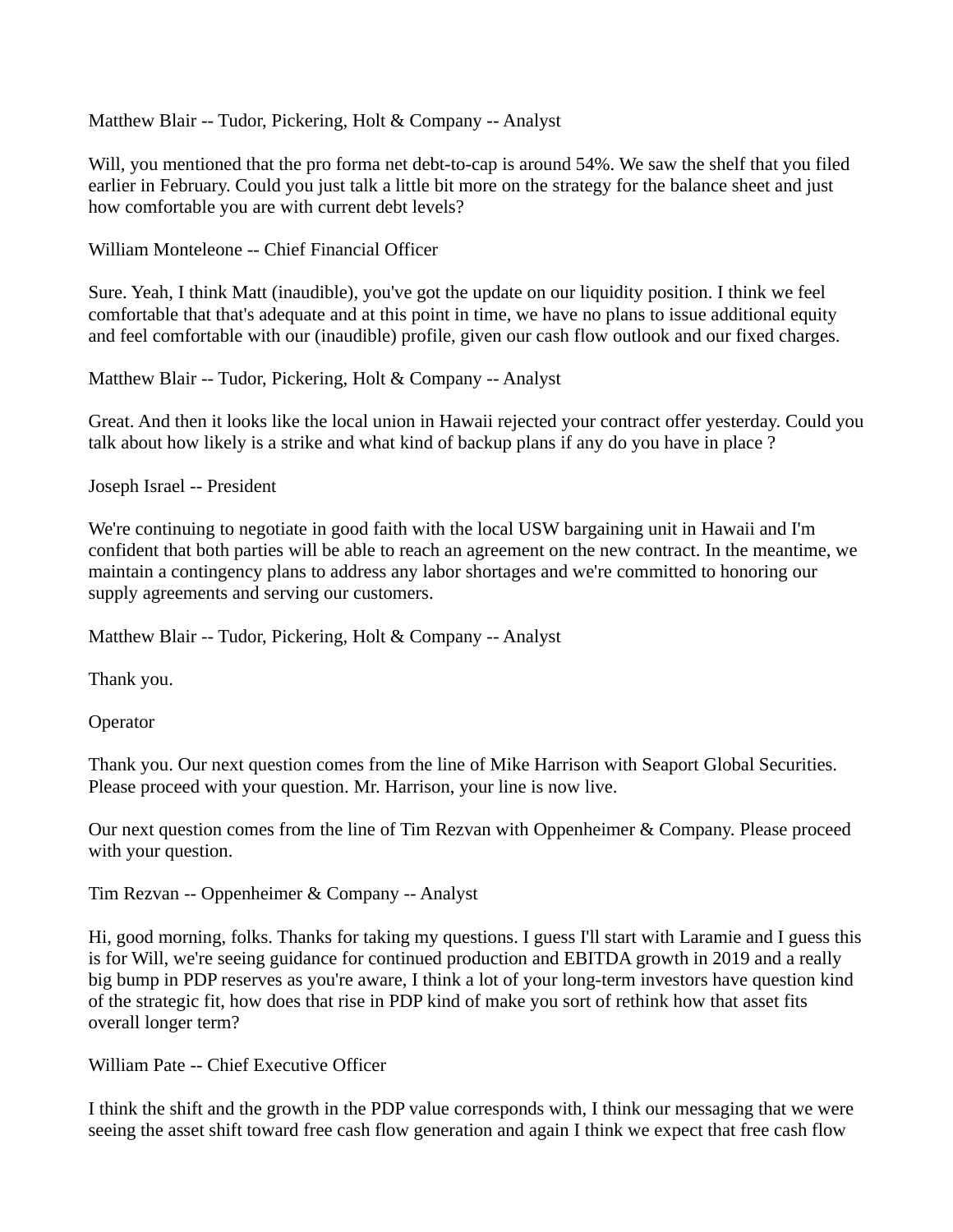Matthew Blair -- Tudor, Pickering, Holt & Company -- Analyst

Will, you mentioned that the pro forma net debt-to-cap is around 54%. We saw the shelf that you filed earlier in February. Could you just talk a little bit more on the strategy for the balance sheet and just how comfortable you are with current debt levels?

William Monteleone -- Chief Financial Officer

Sure. Yeah, I think Matt (inaudible), you've got the update on our liquidity position. I think we feel comfortable that that's adequate and at this point in time, we have no plans to issue additional equity and feel comfortable with our (inaudible) profile, given our cash flow outlook and our fixed charges.

Matthew Blair -- Tudor, Pickering, Holt & Company -- Analyst

Great. And then it looks like the local union in Hawaii rejected your contract offer yesterday. Could you talk about how likely is a strike and what kind of backup plans if any do you have in place ?

Joseph Israel -- President

We're continuing to negotiate in good faith with the local USW bargaining unit in Hawaii and I'm confident that both parties will be able to reach an agreement on the new contract. In the meantime, we maintain a contingency plans to address any labor shortages and we're committed to honoring our supply agreements and serving our customers.

Matthew Blair -- Tudor, Pickering, Holt & Company -- Analyst

Thank you.

Operator

Thank you. Our next question comes from the line of Mike Harrison with Seaport Global Securities. Please proceed with your question. Mr. Harrison, your line is now live.

Our next question comes from the line of Tim Rezvan with Oppenheimer & Company. Please proceed with your question.

Tim Rezvan -- Oppenheimer & Company -- Analyst

Hi, good morning, folks. Thanks for taking my questions. I guess I'll start with Laramie and I guess this is for Will, we're seeing guidance for continued production and EBITDA growth in 2019 and a really big bump in PDP reserves as you're aware, I think a lot of your long-term investors have question kind of the strategic fit, how does that rise in PDP kind of make you sort of rethink how that asset fits overall longer term?

William Pate -- Chief Executive Officer

I think the shift and the growth in the PDP value corresponds with, I think our messaging that we were seeing the asset shift toward free cash flow generation and again I think we expect that free cash flow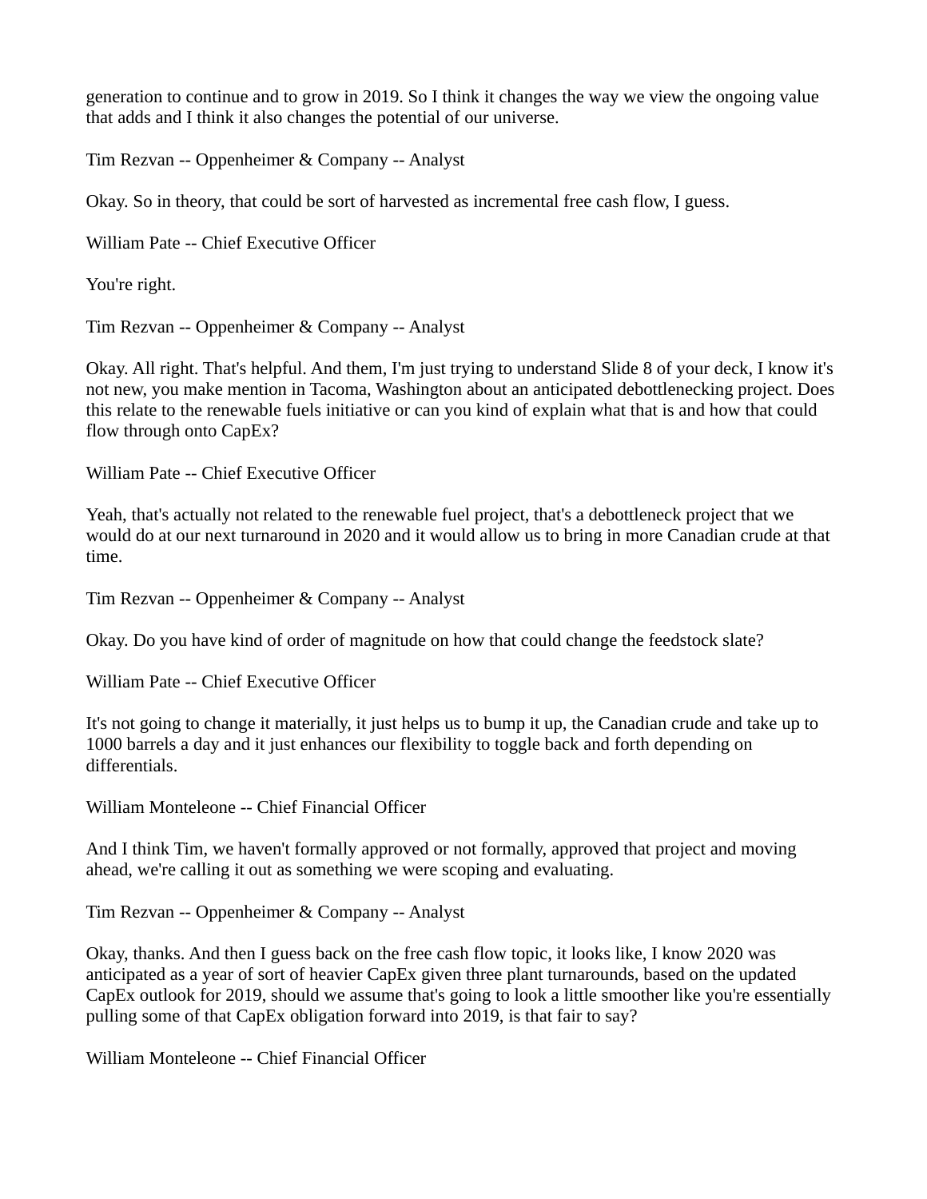generation to continue and to grow in 2019. So I think it changes the way we view the ongoing value that adds and I think it also changes the potential of our universe.

Tim Rezvan -- Oppenheimer & Company -- Analyst

Okay. So in theory, that could be sort of harvested as incremental free cash flow, I guess.

William Pate -- Chief Executive Officer

You're right.

Tim Rezvan -- Oppenheimer & Company -- Analyst

Okay. All right. That's helpful. And them, I'm just trying to understand Slide 8 of your deck, I know it's not new, you make mention in Tacoma, Washington about an anticipated debottlenecking project. Does this relate to the renewable fuels initiative or can you kind of explain what that is and how that could flow through onto CapEx?

William Pate -- Chief Executive Officer

Yeah, that's actually not related to the renewable fuel project, that's a debottleneck project that we would do at our next turnaround in 2020 and it would allow us to bring in more Canadian crude at that time.

Tim Rezvan -- Oppenheimer & Company -- Analyst

Okay. Do you have kind of order of magnitude on how that could change the feedstock slate?

William Pate -- Chief Executive Officer

It's not going to change it materially, it just helps us to bump it up, the Canadian crude and take up to 1000 barrels a day and it just enhances our flexibility to toggle back and forth depending on differentials.

William Monteleone -- Chief Financial Officer

And I think Tim, we haven't formally approved or not formally, approved that project and moving ahead, we're calling it out as something we were scoping and evaluating.

Tim Rezvan -- Oppenheimer & Company -- Analyst

Okay, thanks. And then I guess back on the free cash flow topic, it looks like, I know 2020 was anticipated as a year of sort of heavier CapEx given three plant turnarounds, based on the updated CapEx outlook for 2019, should we assume that's going to look a little smoother like you're essentially pulling some of that CapEx obligation forward into 2019, is that fair to say?

William Monteleone -- Chief Financial Officer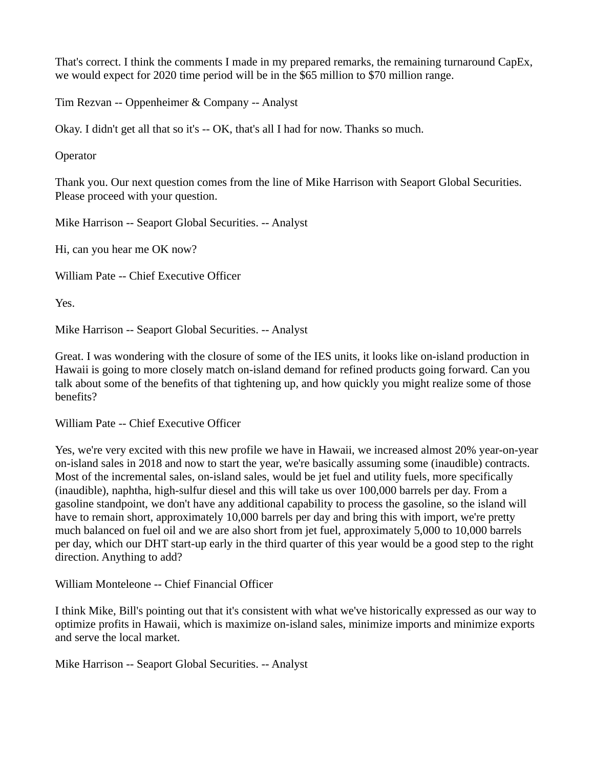That's correct. I think the comments I made in my prepared remarks, the remaining turnaround CapEx, we would expect for 2020 time period will be in the $65 million to $70 million range.

Tim Rezvan -- Oppenheimer & Company -- Analyst

Okay. I didn't get all that so it's -- OK, that's all I had for now. Thanks so much.

Operator

Thank you. Our next question comes from the line of Mike Harrison with Seaport Global Securities. Please proceed with your question.

Mike Harrison -- Seaport Global Securities. -- Analyst

Hi, can you hear me OK now?

William Pate -- Chief Executive Officer

Yes.

Mike Harrison -- Seaport Global Securities. -- Analyst

Great. I was wondering with the closure of some of the IES units, it looks like on-island production in Hawaii is going to more closely match on-island demand for refined products going forward. Can you talk about some of the benefits of that tightening up, and how quickly you might realize some of those benefits?

William Pate -- Chief Executive Officer

Yes, we're very excited with this new profile we have in Hawaii, we increased almost 20% year-on-year on-island sales in 2018 and now to start the year, we're basically assuming some (inaudible) contracts. Most of the incremental sales, on-island sales, would be jet fuel and utility fuels, more specifically (inaudible), naphtha, high-sulfur diesel and this will take us over 100,000 barrels per day. From a gasoline standpoint, we don't have any additional capability to process the gasoline, so the island will have to remain short, approximately 10,000 barrels per day and bring this with import, we're pretty much balanced on fuel oil and we are also short from jet fuel, approximately 5,000 to 10,000 barrels per day, which our DHT start-up early in the third quarter of this year would be a good step to the right direction. Anything to add?

William Monteleone -- Chief Financial Officer

I think Mike, Bill's pointing out that it's consistent with what we've historically expressed as our way to optimize profits in Hawaii, which is maximize on-island sales, minimize imports and minimize exports and serve the local market.

Mike Harrison -- Seaport Global Securities. -- Analyst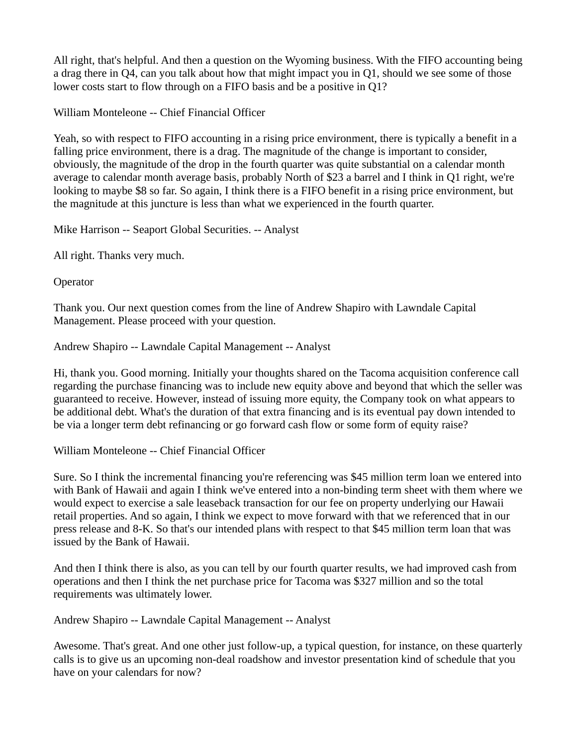All right, that's helpful. And then a question on the Wyoming business. With the FIFO accounting being a drag there in Q4, can you talk about how that might impact you in Q1, should we see some of those lower costs start to flow through on a FIFO basis and be a positive in Q1?

William Monteleone -- Chief Financial Officer

Yeah, so with respect to FIFO accounting in a rising price environment, there is typically a benefit in a falling price environment, there is a drag. The magnitude of the change is important to consider, obviously, the magnitude of the drop in the fourth quarter was quite substantial on a calendar month average to calendar month average basis, probably North of $23 a barrel and I think in Q1 right, we're looking to maybe $8 so far. So again, I think there is a FIFO benefit in a rising price environment, but the magnitude at this juncture is less than what we experienced in the fourth quarter.

Mike Harrison -- Seaport Global Securities. -- Analyst

All right. Thanks very much.

Operator

Thank you. Our next question comes from the line of Andrew Shapiro with Lawndale Capital Management. Please proceed with your question.

Andrew Shapiro -- Lawndale Capital Management -- Analyst

Hi, thank you. Good morning. Initially your thoughts shared on the Tacoma acquisition conference call regarding the purchase financing was to include new equity above and beyond that which the seller was guaranteed to receive. However, instead of issuing more equity, the Company took on what appears to be additional debt. What's the duration of that extra financing and is its eventual pay down intended to be via a longer term debt refinancing or go forward cash flow or some form of equity raise?

William Monteleone -- Chief Financial Officer

Sure. So I think the incremental financing you're referencing was $45 million term loan we entered into with Bank of Hawaii and again I think we've entered into a non-binding term sheet with them where we would expect to exercise a sale leaseback transaction for our fee on property underlying our Hawaii retail properties. And so again, I think we expect to move forward with that we referenced that in our press release and 8-K. So that's our intended plans with respect to that $45 million term loan that was issued by the Bank of Hawaii.

And then I think there is also, as you can tell by our fourth quarter results, we had improved cash from operations and then I think the net purchase price for Tacoma was $327 million and so the total requirements was ultimately lower.

Andrew Shapiro -- Lawndale Capital Management -- Analyst

Awesome. That's great. And one other just follow-up, a typical question, for instance, on these quarterly calls is to give us an upcoming non-deal roadshow and investor presentation kind of schedule that you have on your calendars for now?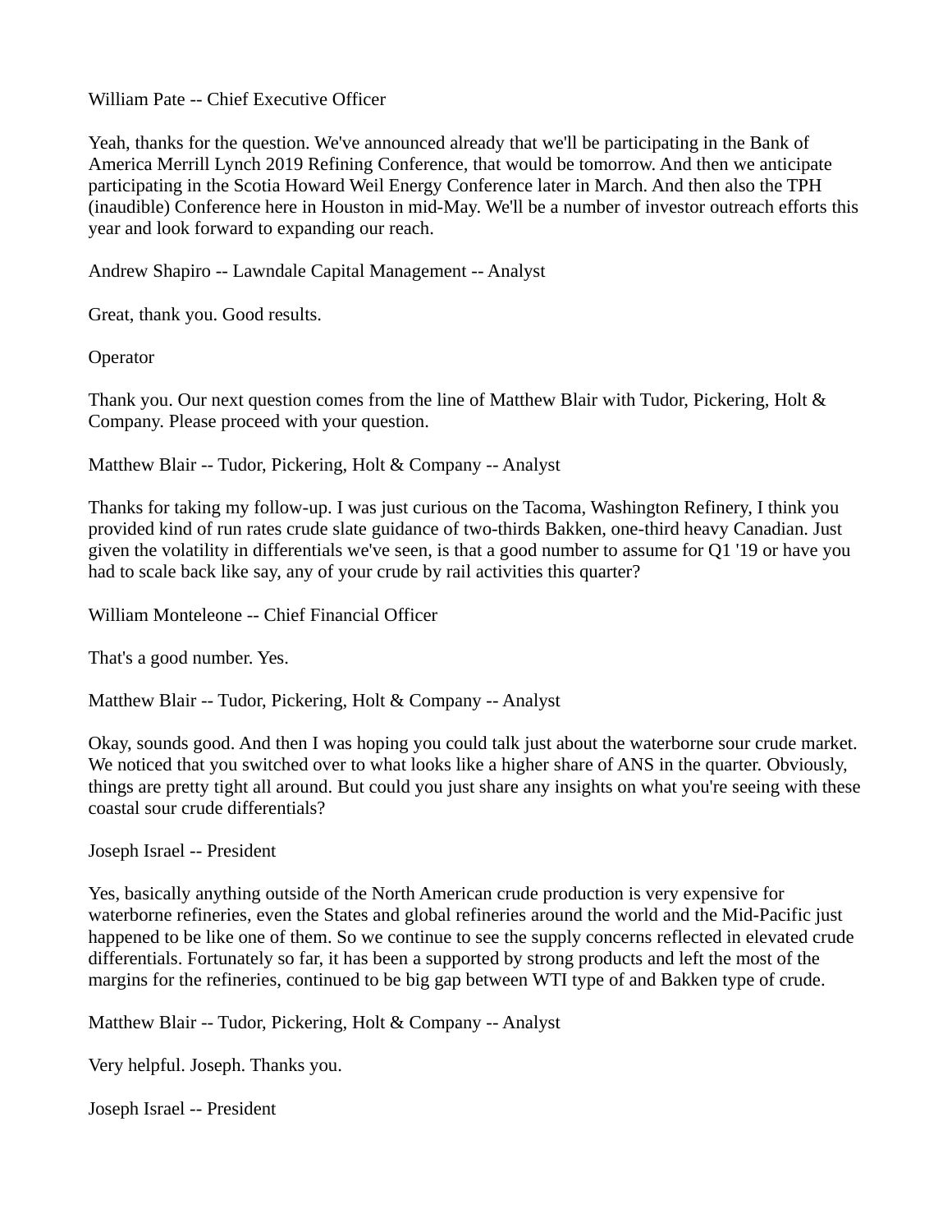William Pate -- Chief Executive Officer

Yeah, thanks for the question. We've announced already that we'll be participating in the Bank of America Merrill Lynch 2019 Refining Conference, that would be tomorrow. And then we anticipate participating in the Scotia Howard Weil Energy Conference later in March. And then also the TPH (inaudible) Conference here in Houston in mid-May. We'll be a number of investor outreach efforts this year and look forward to expanding our reach.

Andrew Shapiro -- Lawndale Capital Management -- Analyst

Great, thank you. Good results.

Operator

Thank you. Our next question comes from the line of Matthew Blair with Tudor, Pickering, Holt & Company. Please proceed with your question.

Matthew Blair -- Tudor, Pickering, Holt & Company -- Analyst

Thanks for taking my follow-up. I was just curious on the Tacoma, Washington Refinery, I think you provided kind of run rates crude slate guidance of two-thirds Bakken, one-third heavy Canadian. Just given the volatility in differentials we've seen, is that a good number to assume for Q1 '19 or have you had to scale back like say, any of your crude by rail activities this quarter?

William Monteleone -- Chief Financial Officer

That's a good number. Yes.

Matthew Blair -- Tudor, Pickering, Holt & Company -- Analyst

Okay, sounds good. And then I was hoping you could talk just about the waterborne sour crude market. We noticed that you switched over to what looks like a higher share of ANS in the quarter. Obviously, things are pretty tight all around. But could you just share any insights on what you're seeing with these coastal sour crude differentials?

Joseph Israel -- President

Yes, basically anything outside of the North American crude production is very expensive for waterborne refineries, even the States and global refineries around the world and the Mid-Pacific just happened to be like one of them. So we continue to see the supply concerns reflected in elevated crude differentials. Fortunately so far, it has been a supported by strong products and left the most of the margins for the refineries, continued to be big gap between WTI type of and Bakken type of crude.

Matthew Blair -- Tudor, Pickering, Holt & Company -- Analyst

Very helpful. Joseph. Thanks you.

Joseph Israel -- President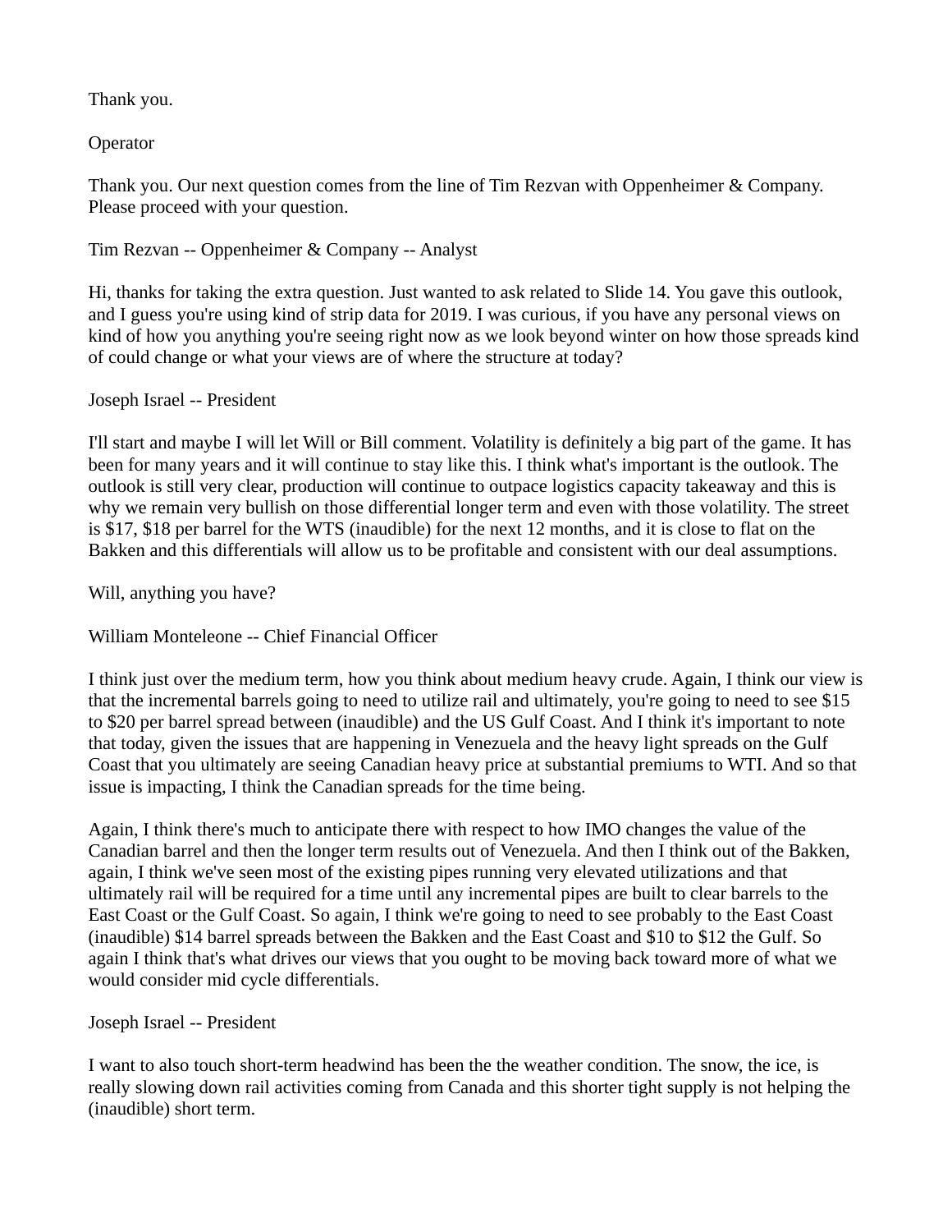Thank you.

Operator

Thank you. Our next question comes from the line of Tim Rezvan with Oppenheimer & Company. Please proceed with your question.

Tim Rezvan -- Oppenheimer & Company -- Analyst

Hi, thanks for taking the extra question. Just wanted to ask related to Slide 14. You gave this outlook, and I guess you're using kind of strip data for 2019. I was curious, if you have any personal views on kind of how you anything you're seeing right now as we look beyond winter on how those spreads kind of could change or what your views are of where the structure at today?

Joseph Israel -- President

I'll start and maybe I will let Will or Bill comment. Volatility is definitely a big part of the game. It has been for many years and it will continue to stay like this. I think what's important is the outlook. The outlook is still very clear, production will continue to outpace logistics capacity takeaway and this is why we remain very bullish on those differential longer term and even with those volatility. The street is $17, $18 per barrel for the WTS (inaudible) for the next 12 months, and it is close to flat on the Bakken and this differentials will allow us to be profitable and consistent with our deal assumptions.

Will, anything you have?

William Monteleone -- Chief Financial Officer

I think just over the medium term, how you think about medium heavy crude. Again, I think our view is that the incremental barrels going to need to utilize rail and ultimately, you're going to need to see $15 to $20 per barrel spread between (inaudible) and the US Gulf Coast. And I think it's important to note that today, given the issues that are happening in Venezuela and the heavy light spreads on the Gulf Coast that you ultimately are seeing Canadian heavy price at substantial premiums to WTI. And so that issue is impacting, I think the Canadian spreads for the time being.

Again, I think there's much to anticipate there with respect to how IMO changes the value of the Canadian barrel and then the longer term results out of Venezuela. And then I think out of the Bakken, again, I think we've seen most of the existing pipes running very elevated utilizations and that ultimately rail will be required for a time until any incremental pipes are built to clear barrels to the East Coast or the Gulf Coast. So again, I think we're going to need to see probably to the East Coast (inaudible) $14 barrel spreads between the Bakken and the East Coast and $10 to $12 the Gulf. So again I think that's what drives our views that you ought to be moving back toward more of what we would consider mid cycle differentials.

Joseph Israel -- President

I want to also touch short-term headwind has been the the weather condition. The snow, the ice, is really slowing down rail activities coming from Canada and this shorter tight supply is not helping the (inaudible) short term.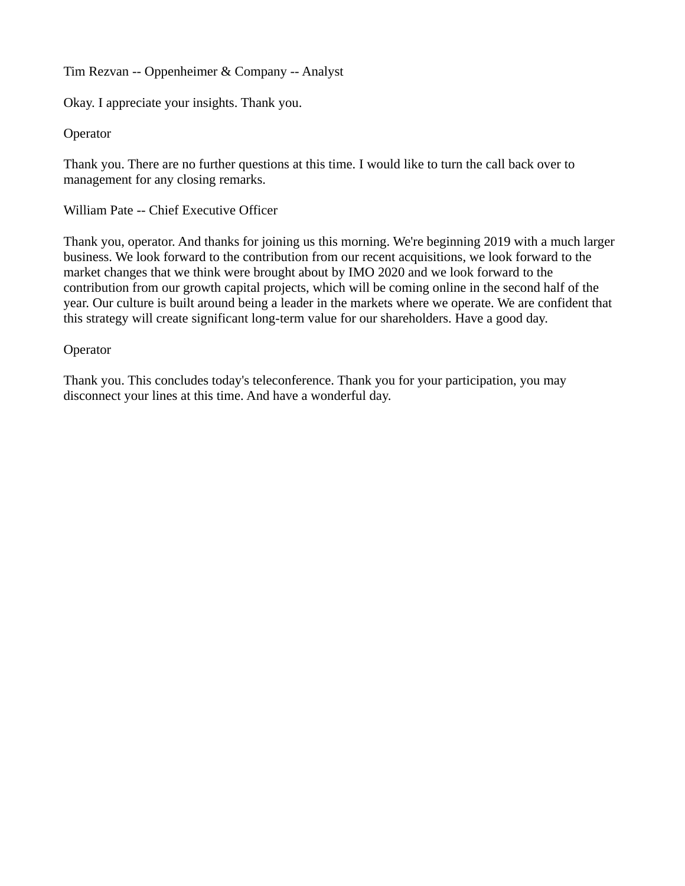Tim Rezvan -- Oppenheimer & Company -- Analyst

Okay. I appreciate your insights. Thank you.

Operator

Thank you. There are no further questions at this time. I would like to turn the call back over to management for any closing remarks.

William Pate -- Chief Executive Officer

Thank you, operator. And thanks for joining us this morning. We're beginning 2019 with a much larger business. We look forward to the contribution from our recent acquisitions, we look forward to the market changes that we think were brought about by IMO 2020 and we look forward to the contribution from our growth capital projects, which will be coming online in the second half of the year. Our culture is built around being a leader in the markets where we operate. We are confident that this strategy will create significant long-term value for our shareholders. Have a good day.

Operator

Thank you. This concludes today's teleconference. Thank you for your participation, you may disconnect your lines at this time. And have a wonderful day.